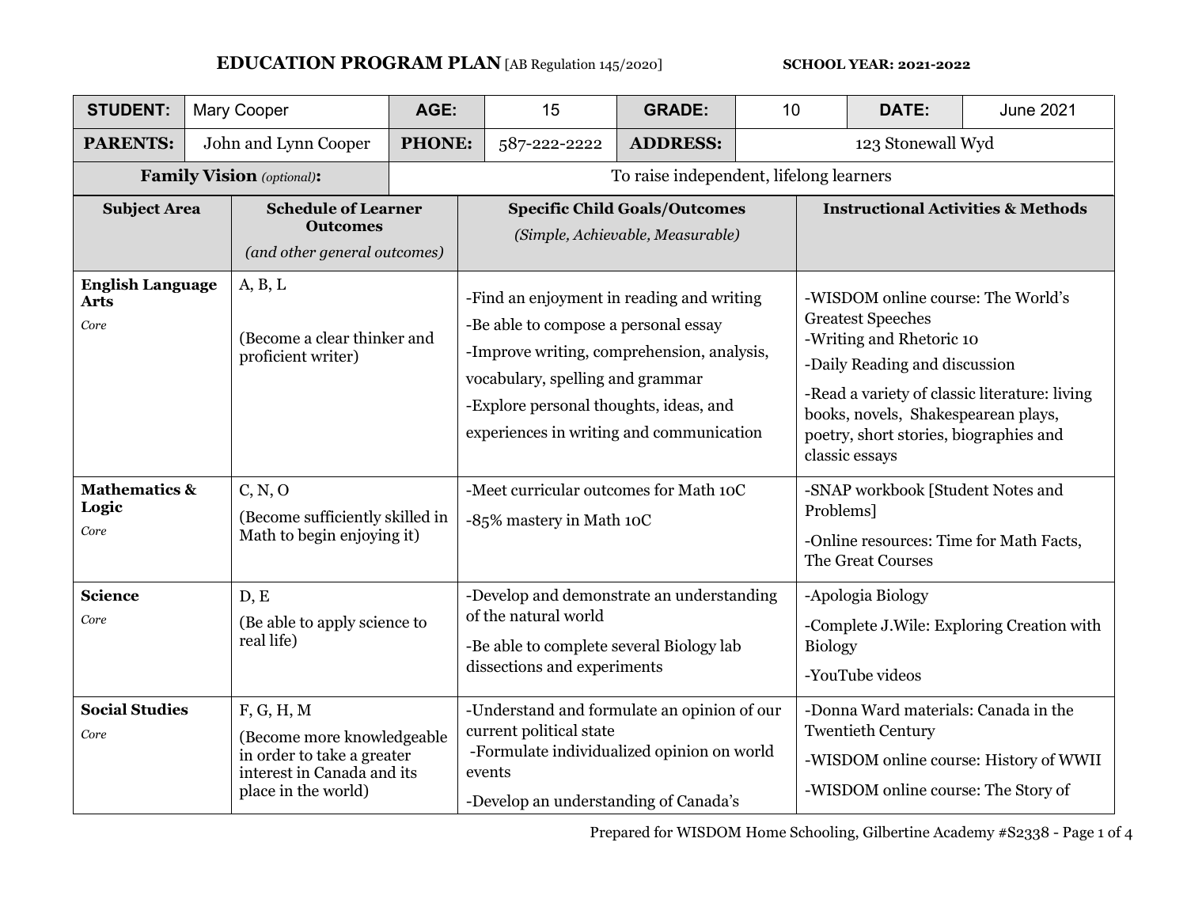# EDUCATION PROGRAM PLAN [AB Regulation 145/2020]

**SCHOOL YEAR: 2021-2022**

| **STUDENT:** | Mary Cooper | **AGE:** | 15 | **GRADE:** | 10 | **DATE:** | June 2021 |
|---|---|---|---|---|---|---|---|
| **PARENTS:** | John and Lynn Cooper | **PHONE:** | 587-222-2222 | **ADDRESS:** | 123 Stonewall Wyd | | |
| **Family Vision** *(optional)***:** | To raise independent, lifelong learners | | | | | | |

| **Subject Area** | **Schedule of Learner Outcomes** *(and other general outcomes)* | **Specific Child Goals/Outcomes** *(Simple, Achievable, Measurable)* | **Instructional Activities & Methods** |
|---|---|---|---|
| **English Language Arts** *Core* | A, B, L<br>(Become a clear thinker and proficient writer) | -Find an enjoyment in reading and writing<br>-Be able to compose a personal essay<br>-Improve writing, comprehension, analysis, vocabulary, spelling and grammar<br>-Explore personal thoughts, ideas, and experiences in writing and communication | -WISDOM online course: The World's Greatest Speeches<br>-Writing and Rhetoric 10<br>-Daily Reading and discussion<br>-Read a variety of classic literature: living books, novels, Shakespearean plays, poetry, short stories, biographies and classic essays |
| **Mathematics & Logic** *Core* | C, N, O<br>(Become sufficiently skilled in Math to begin enjoying it) | -Meet curricular outcomes for Math 10C<br>-85% mastery in Math 10C | -SNAP workbook [Student Notes and Problems]<br>-Online resources: Time for Math Facts, The Great Courses |
| **Science** *Core* | D, E<br>(Be able to apply science to real life) | -Develop and demonstrate an understanding of the natural world<br>-Be able to complete several Biology lab dissections and experiments | -Apologia Biology<br>-Complete J.Wile: Exploring Creation with Biology<br>-YouTube videos |
| **Social Studies** *Core* | F, G, H, M<br>(Become more knowledgeable in order to take a greater interest in Canada and its place in the world) | -Understand and formulate an opinion of our current political state<br>-Formulate individualized opinion on world events<br>-Develop an understanding of Canada's | -Donna Ward materials: Canada in the Twentieth Century<br>-WISDOM online course: History of WWII<br>-WISDOM online course: The Story of |

Prepared for WISDOM Home Schooling, Gilbertine Academy #S2338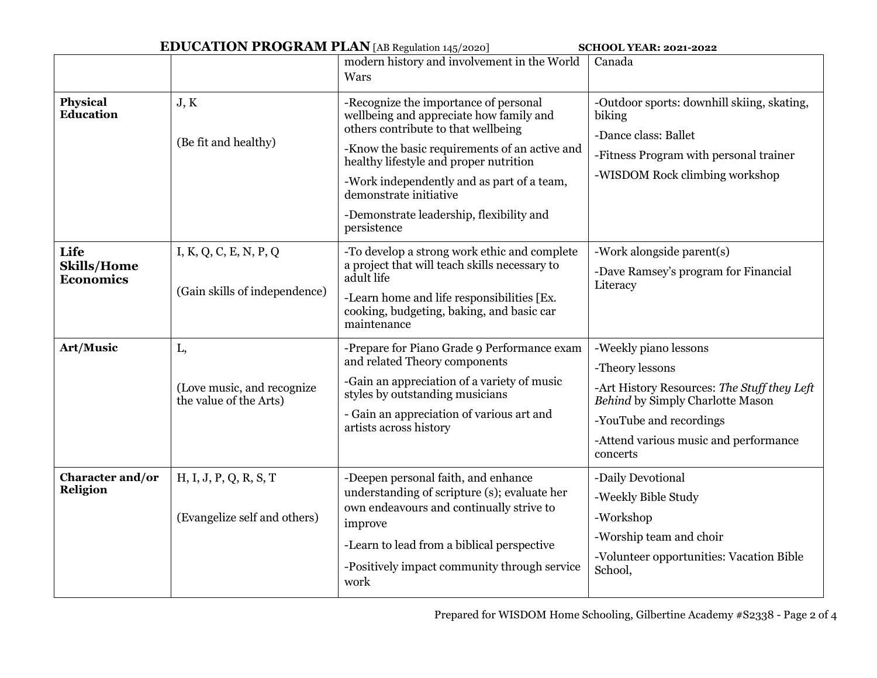**EDUCATION PROGRAM PLAN** [AB Regulation 145/2020] **SCHOOL YEAR: 2021-2022**

| | | | |
|---|---|---|---|
| | | modern history and involvement in the World Wars | Canada |
| **Physical Education** | J, K<br><br>(Be fit and healthy) | -Recognize the importance of personal wellbeing and appreciate how family and others contribute to that wellbeing<br>-Know the basic requirements of an active and healthy lifestyle and proper nutrition<br>-Work independently and as part of a team, demonstrate initiative<br>-Demonstrate leadership, flexibility and persistence | -Outdoor sports: downhill skiing, skating, biking<br>-Dance class: Ballet<br>-Fitness Program with personal trainer<br>-WISDOM Rock climbing workshop |
| **Life Skills/Home Economics** | I, K, Q, C, E, N, P, Q<br><br>(Gain skills of independence) | -To develop a strong work ethic and complete a project that will teach skills necessary to adult life<br>-Learn home and life responsibilities [Ex. cooking, budgeting, baking, and basic car maintenance | -Work alongside parent(s)<br>-Dave Ramsey's program for Financial Literacy |
| **Art/Music** | L,<br><br>(Love music, and recognize the value of the Arts) | -Prepare for Piano Grade 9 Performance exam and related Theory components<br>-Gain an appreciation of a variety of music styles by outstanding musicians<br>- Gain an appreciation of various art and artists across history | -Weekly piano lessons<br>-Theory lessons<br>-Art History Resources: *The Stuff they Left Behind* by Simply Charlotte Mason<br>-YouTube and recordings<br>-Attend various music and performance concerts |
| **Character and/or Religion** | H, I, J, P, Q, R, S, T<br><br>(Evangelize self and others) | -Deepen personal faith, and enhance understanding of scripture (s); evaluate her own endeavours and continually strive to improve<br>-Learn to lead from a biblical perspective<br>-Positively impact community through service work | -Daily Devotional<br>-Weekly Bible Study<br>-Workshop<br>-Worship team and choir<br>-Volunteer opportunities: Vacation Bible School, |

Prepared for WISDOM Home Schooling, Gilbertine Academy #S2338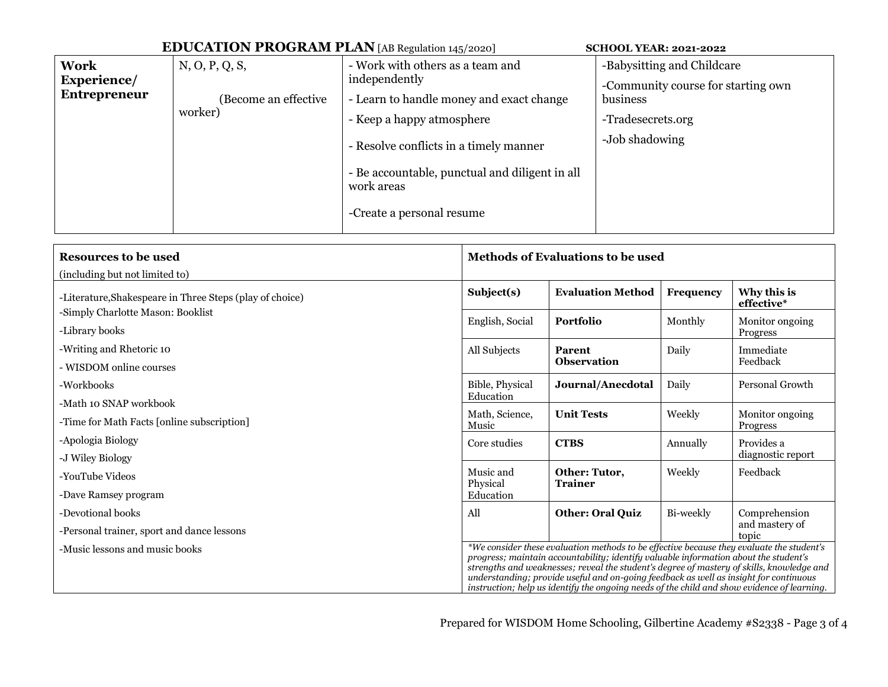## EDUCATION PROGRAM PLAN [AB Regulation 145/2020] SCHOOL YEAR: 2021-2022

| | | | |
|---|---|---|---|
| **Work Experience/ Entrepreneur** | N, O, P, Q, S, (Become an effective worker) | - Work with others as a team and independently<br>- Learn to handle money and exact change<br>- Keep a happy atmosphere<br>- Resolve conflicts in a timely manner<br>- Be accountable, punctual and diligent in all work areas<br>-Create a personal resume | -Babysitting and Childcare<br>-Community course for starting own business<br>-Tradesecrets.org<br>-Job shadowing |

**Resources to be used**
(including but not limited to)

-Literature,Shakespeare in Three Steps (play of choice)
-Simply Charlotte Mason: Booklist
-Library books
-Writing and Rhetoric 10
- WISDOM online courses
-Workbooks
-Math 10 SNAP workbook
-Time for Math Facts [online subscription]
-Apologia Biology
-J Wiley Biology
-YouTube Videos
-Dave Ramsey program
-Devotional books
-Personal trainer, sport and dance lessons
-Music lessons and music books

**Methods of Evaluations to be used**

| Subject(s) | Evaluation Method | Frequency | Why this is effective* |
|---|---|---|---|
| English, Social | **Portfolio** | Monthly | Monitor ongoing Progress |
| All Subjects | **Parent Observation** | Daily | Immediate Feedback |
| Bible, Physical Education | **Journal/Anecdotal** | Daily | Personal Growth |
| Math, Science, Music | **Unit Tests** | Weekly | Monitor ongoing Progress |
| Core studies | **CTBS** | Annually | Provides a diagnostic report |
| Music and Physical Education | **Other: Tutor, Trainer** | Weekly | Feedback |
| All | **Other: Oral Quiz** | Bi-weekly | Comprehension and mastery of topic |

*\*We consider these evaluation methods to be effective because they evaluate the student's progress; maintain accountability; identify valuable information about the student's strengths and weaknesses; reveal the student's degree of mastery of skills, knowledge and understanding; provide useful and on-going feedback as well as insight for continuous instruction; help us identify the ongoing needs of the child and show evidence of learning.*

Prepared for WISDOM Home Schooling, Gilbertine Academy #S2338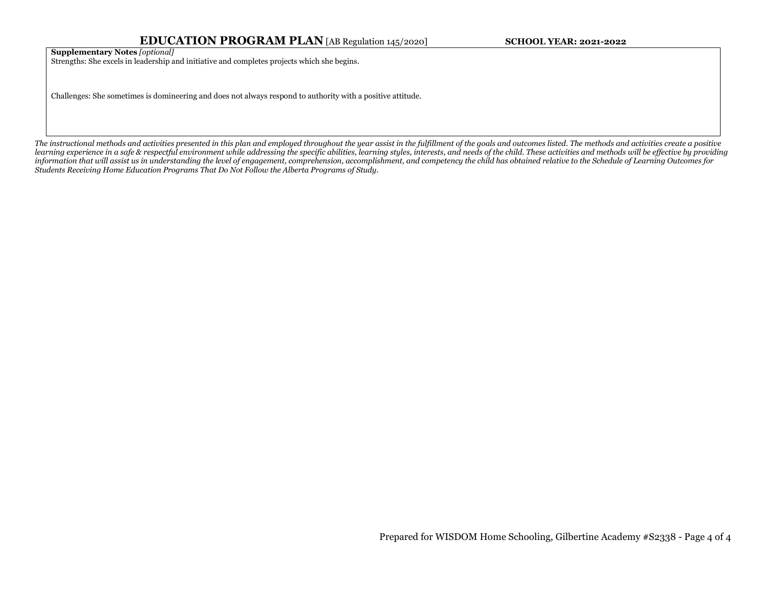**Supplementary Notes** *[optional]*

Strengths: She excels in leadership and initiative and completes projects which she begins.

Challenges: She sometimes is domineering and does not always respond to authority with a positive attitude.

*The instructional methods and activities presented in this plan and employed throughout the year assist in the fulfillment of the goals and outcomes listed. The methods and activities create a positive learning experience in a safe & respectful environment while addressing the specific abilities, learning styles, interests, and needs of the child. These activities and methods will be effective by providing information that will assist us in understanding the level of engagement, comprehension, accomplishment, and competency the child has obtained relative to the Schedule of Learning Outcomes for Students Receiving Home Education Programs That Do Not Follow the Alberta Programs of Study.*